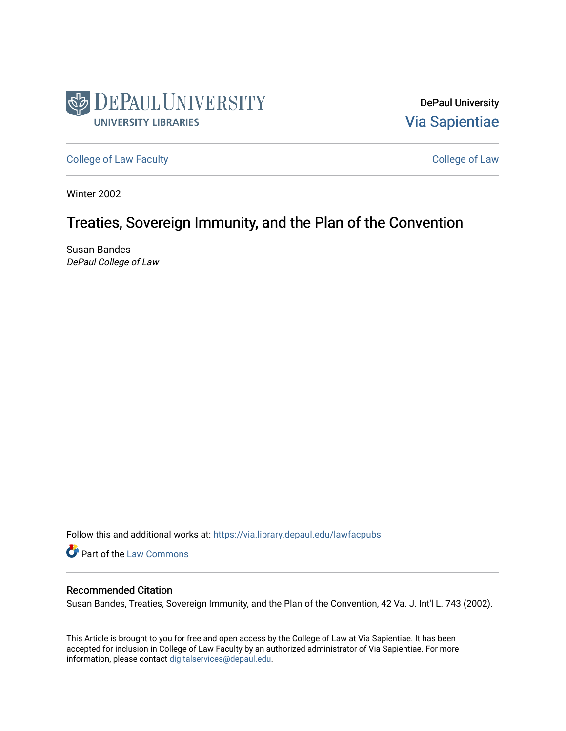DePaul University
UNIVERSITY LIBRARIES

DePaul University
Via Sapientiae

College of Law Faculty

College of Law

Winter 2002

# Treaties, Sovereign Immunity, and the Plan of the Convention

Susan Bandes
*DePaul College of Law*

Follow this and additional works at: https://via.library.depaul.edu/lawfacpubs

Part of the Law Commons

## Recommended Citation

Susan Bandes, Treaties, Sovereign Immunity, and the Plan of the Convention, 42 Va. J. Int'l L. 743 (2002).

This Article is brought to you for free and open access by the College of Law at Via Sapientiae. It has been accepted for inclusion in College of Law Faculty by an authorized administrator of Via Sapientiae. For more information, please contact digitalservices@depaul.edu.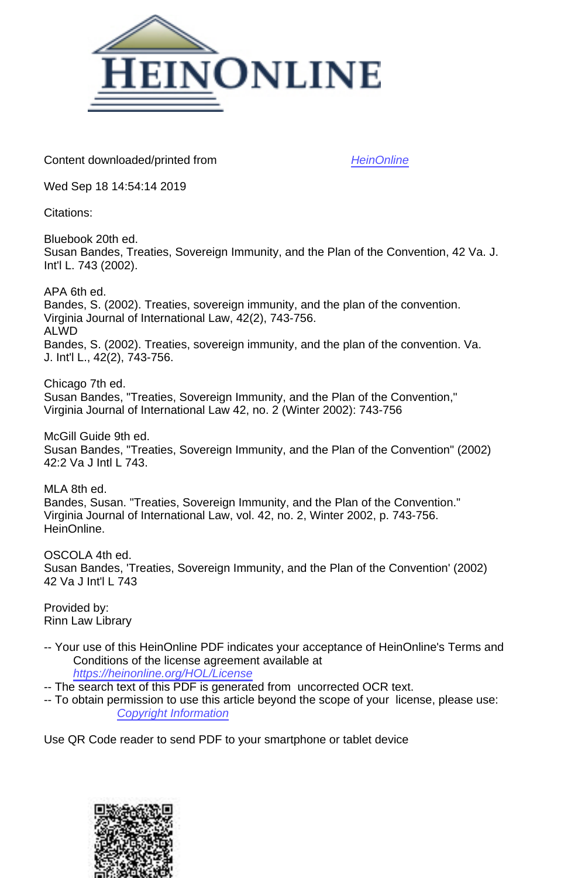Content downloaded/printed from HeinOnline

Wed Sep 18 14:54:14 2019

Citations:

Bluebook 20th ed.
Susan Bandes, Treaties, Sovereign Immunity, and the Plan of the Convention, 42 Va. J. Int'l L. 743 (2002).

APA 6th ed.
Bandes, S. (2002). Treaties, sovereign immunity, and the plan of the convention. Virginia Journal of International Law, 42(2), 743-756.

ALWD
Bandes, S. (2002). Treaties, sovereign immunity, and the plan of the convention. Va. J. Int'l L., 42(2), 743-756.

Chicago 7th ed.
Susan Bandes, "Treaties, Sovereign Immunity, and the Plan of the Convention," Virginia Journal of International Law 42, no. 2 (Winter 2002): 743-756

McGill Guide 9th ed.
Susan Bandes, "Treaties, Sovereign Immunity, and the Plan of the Convention" (2002) 42:2 Va J Intl L 743.

MLA 8th ed.
Bandes, Susan. "Treaties, Sovereign Immunity, and the Plan of the Convention." Virginia Journal of International Law, vol. 42, no. 2, Winter 2002, p. 743-756. HeinOnline.

OSCOLA 4th ed.
Susan Bandes, 'Treaties, Sovereign Immunity, and the Plan of the Convention' (2002) 42 Va J Int'l L 743

Provided by:
Rinn Law Library

-- Your use of this HeinOnline PDF indicates your acceptance of HeinOnline's Terms and Conditions of the license agreement available at https://heinonline.org/HOL/License

-- The search text of this PDF is generated from uncorrected OCR text.

-- To obtain permission to use this article beyond the scope of your license, please use: Copyright Information

Use QR Code reader to send PDF to your smartphone or tablet device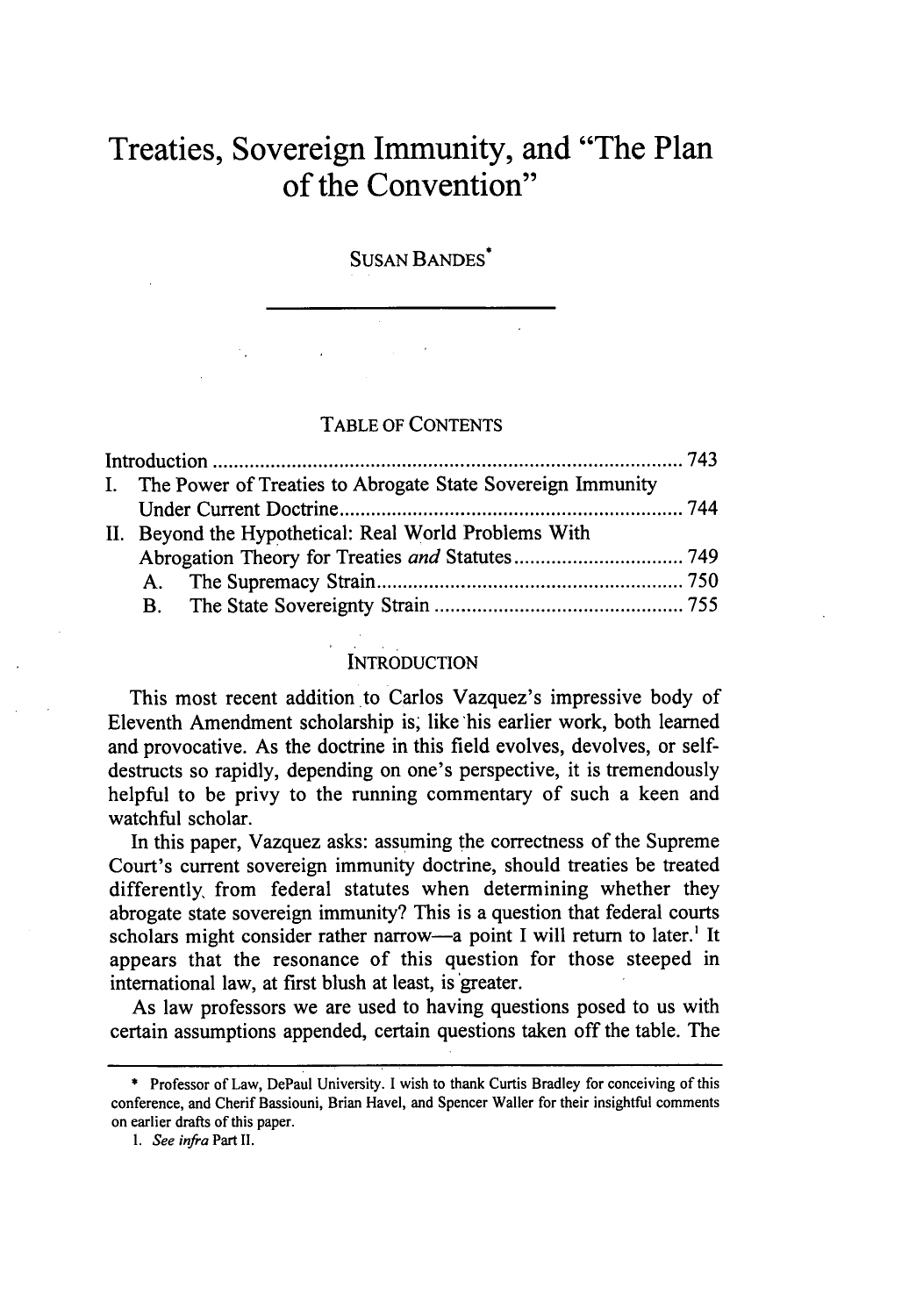# Treaties, Sovereign Immunity, and "The Plan of the Convention"

SUSAN BANDES*

## TABLE OF CONTENTS

Introduction ........................................................................................ 743

I. The Power of Treaties to Abrogate State Sovereign Immunity Under Current Doctrine ................................................................ 744

II. Beyond the Hypothetical: Real World Problems With Abrogation Theory for Treaties *and* Statutes ................................ 749

  A. The Supremacy Strain ......................................................... 750

  B. The State Sovereignty Strain .............................................. 755

## INTRODUCTION

This most recent addition to Carlos Vazquez's impressive body of Eleventh Amendment scholarship is, like his earlier work, both learned and provocative. As the doctrine in this field evolves, devolves, or self-destructs so rapidly, depending on one's perspective, it is tremendously helpful to be privy to the running commentary of such a keen and watchful scholar.

In this paper, Vazquez asks: assuming the correctness of the Supreme Court's current sovereign immunity doctrine, should treaties be treated differently from federal statutes when determining whether they abrogate state sovereign immunity? This is a question that federal courts scholars might consider rather narrow—a point I will return to later.[1] It appears that the resonance of this question for those steeped in international law, at first blush at least, is greater.

As law professors we are used to having questions posed to us with certain assumptions appended, certain questions taken off the table. The

---

\* Professor of Law, DePaul University. I wish to thank Curtis Bradley for conceiving of this conference, and Cherif Bassiouni, Brian Havel, and Spencer Waller for their insightful comments on earlier drafts of this paper.

1. *See infra* Part II.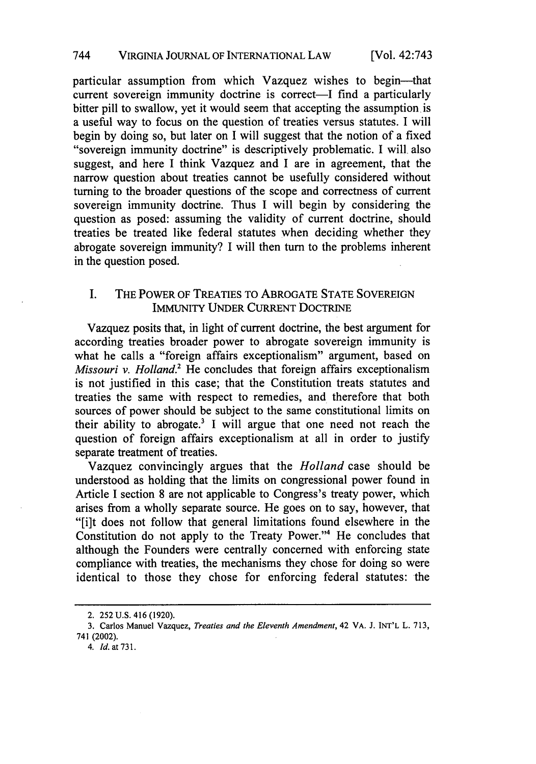particular assumption from which Vazquez wishes to begin—that current sovereign immunity doctrine is correct—I find a particularly bitter pill to swallow, yet it would seem that accepting the assumption is a useful way to focus on the question of treaties versus statutes. I will begin by doing so, but later on I will suggest that the notion of a fixed "sovereign immunity doctrine" is descriptively problematic. I will also suggest, and here I think Vazquez and I are in agreement, that the narrow question about treaties cannot be usefully considered without turning to the broader questions of the scope and correctness of current sovereign immunity doctrine. Thus I will begin by considering the question as posed: assuming the validity of current doctrine, should treaties be treated like federal statutes when deciding whether they abrogate sovereign immunity? I will then turn to the problems inherent in the question posed.

## I. THE POWER OF TREATIES TO ABROGATE STATE SOVEREIGN IMMUNITY UNDER CURRENT DOCTRINE

Vazquez posits that, in light of current doctrine, the best argument for according treaties broader power to abrogate sovereign immunity is what he calls a "foreign affairs exceptionalism" argument, based on *Missouri v. Holland*.[2] He concludes that foreign affairs exceptionalism is not justified in this case; that the Constitution treats statutes and treaties the same with respect to remedies, and therefore that both sources of power should be subject to the same constitutional limits on their ability to abrogate.[3] I will argue that one need not reach the question of foreign affairs exceptionalism at all in order to justify separate treatment of treaties.

Vazquez convincingly argues that the *Holland* case should be understood as holding that the limits on congressional power found in Article I section 8 are not applicable to Congress's treaty power, which arises from a wholly separate source. He goes on to say, however, that "[i]t does not follow that general limitations found elsewhere in the Constitution do not apply to the Treaty Power."[4] He concludes that although the Founders were centrally concerned with enforcing state compliance with treaties, the mechanisms they chose for doing so were identical to those they chose for enforcing federal statutes: the

---

2. 252 U.S. 416 (1920).

3. Carlos Manuel Vazquez, *Treaties and the Eleventh Amendment*, 42 VA. J. INT'L L. 713, 741 (2002).

4. *Id.* at 731.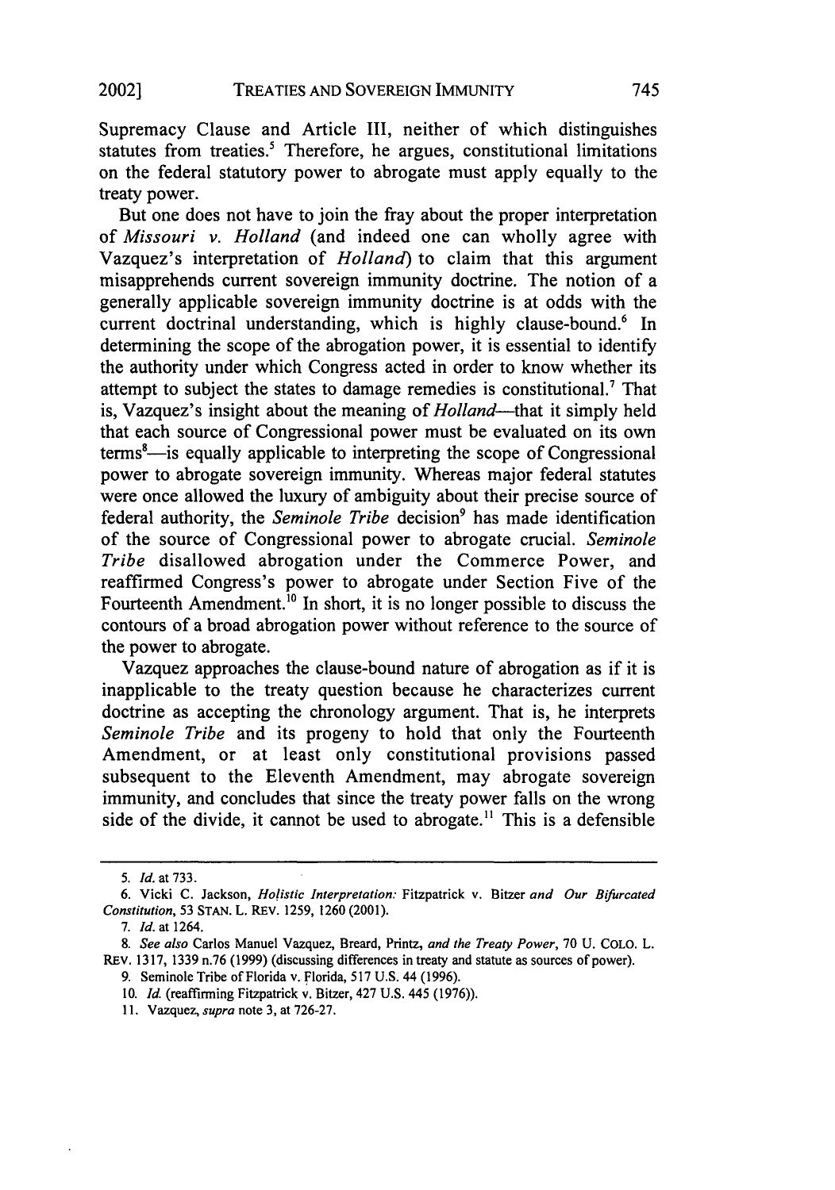Supremacy Clause and Article III, neither of which distinguishes statutes from treaties.[5] Therefore, he argues, constitutional limitations on the federal statutory power to abrogate must apply equally to the treaty power.

But one does not have to join the fray about the proper interpretation of *Missouri v. Holland* (and indeed one can wholly agree with Vazquez's interpretation of *Holland*) to claim that this argument misapprehends current sovereign immunity doctrine. The notion of a generally applicable sovereign immunity doctrine is at odds with the current doctrinal understanding, which is highly clause-bound.[6] In determining the scope of the abrogation power, it is essential to identify the authority under which Congress acted in order to know whether its attempt to subject the states to damage remedies is constitutional.[7] That is, Vazquez's insight about the meaning of *Holland*—that it simply held that each source of Congressional power must be evaluated on its own terms[8]—is equally applicable to interpreting the scope of Congressional power to abrogate sovereign immunity. Whereas major federal statutes were once allowed the luxury of ambiguity about their precise source of federal authority, the *Seminole Tribe* decision[9] has made identification of the source of Congressional power to abrogate crucial. *Seminole Tribe* disallowed abrogation under the Commerce Power, and reaffirmed Congress's power to abrogate under Section Five of the Fourteenth Amendment.[10] In short, it is no longer possible to discuss the contours of a broad abrogation power without reference to the source of the power to abrogate.

Vazquez approaches the clause-bound nature of abrogation as if it is inapplicable to the treaty question because he characterizes current doctrine as accepting the chronology argument. That is, he interprets *Seminole Tribe* and its progeny to hold that only the Fourteenth Amendment, or at least only constitutional provisions passed subsequent to the Eleventh Amendment, may abrogate sovereign immunity, and concludes that since the treaty power falls on the wrong side of the divide, it cannot be used to abrogate.[11] This is a defensible

---

5. *Id.* at 733.

6. Vicki C. Jackson, *Holistic Interpretation:* Fitzpatrick v. Bitzer *and Our Bifurcated Constitution*, 53 STAN. L. REV. 1259, 1260 (2001).

7. *Id.* at 1264.

8. *See also* Carlos Manuel Vazquez, Breard, Printz, *and the Treaty Power*, 70 U. COLO. L. REV. 1317, 1339 n.76 (1999) (discussing differences in treaty and statute as sources of power).

9. Seminole Tribe of Florida v. Florida, 517 U.S. 44 (1996).

10. *Id.* (reaffirming Fitzpatrick v. Bitzer, 427 U.S. 445 (1976)).

11. Vazquez, *supra* note 3, at 726-27.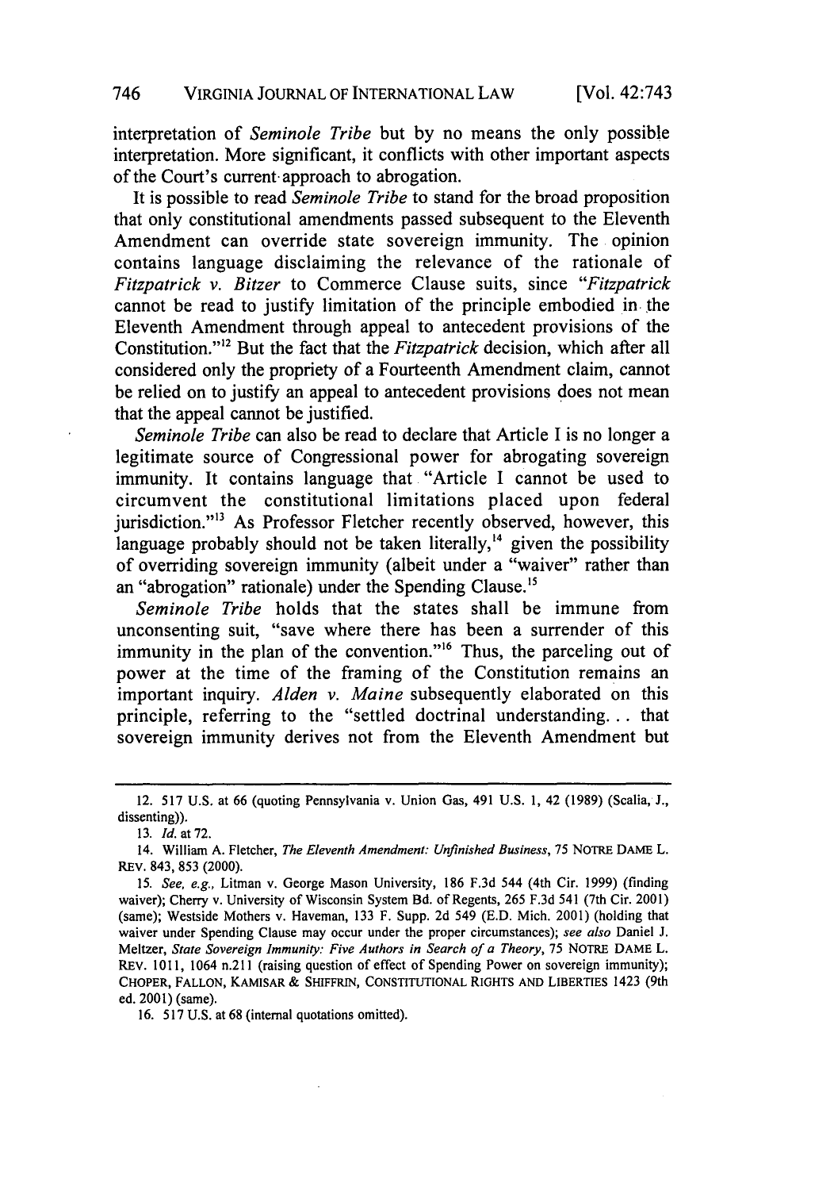interpretation of *Seminole Tribe* but by no means the only possible interpretation. More significant, it conflicts with other important aspects of the Court's current approach to abrogation.

It is possible to read *Seminole Tribe* to stand for the broad proposition that only constitutional amendments passed subsequent to the Eleventh Amendment can override state sovereign immunity. The opinion contains language disclaiming the relevance of the rationale of *Fitzpatrick v. Bitzer* to Commerce Clause suits, since "*Fitzpatrick* cannot be read to justify limitation of the principle embodied in the Eleventh Amendment through appeal to antecedent provisions of the Constitution."[12] But the fact that the *Fitzpatrick* decision, which after all considered only the propriety of a Fourteenth Amendment claim, cannot be relied on to justify an appeal to antecedent provisions does not mean that the appeal cannot be justified.

*Seminole Tribe* can also be read to declare that Article I is no longer a legitimate source of Congressional power for abrogating sovereign immunity. It contains language that "Article I cannot be used to circumvent the constitutional limitations placed upon federal jurisdiction."[13] As Professor Fletcher recently observed, however, this language probably should not be taken literally,[14] given the possibility of overriding sovereign immunity (albeit under a "waiver" rather than an "abrogation" rationale) under the Spending Clause.[15]

*Seminole Tribe* holds that the states shall be immune from unconsenting suit, "save where there has been a surrender of this immunity in the plan of the convention."[16] Thus, the parceling out of power at the time of the framing of the Constitution remains an important inquiry. *Alden v. Maine* subsequently elaborated on this principle, referring to the "settled doctrinal understanding. . . that sovereign immunity derives not from the Eleventh Amendment but

---

12. 517 U.S. at 66 (quoting Pennsylvania v. Union Gas, 491 U.S. 1, 42 (1989) (Scalia, J., dissenting)).

13. *Id.* at 72.

14. William A. Fletcher, *The Eleventh Amendment: Unfinished Business*, 75 NOTRE DAME L. REV. 843, 853 (2000).

15. *See, e.g.*, Litman v. George Mason University, 186 F.3d 544 (4th Cir. 1999) (finding waiver); Cherry v. University of Wisconsin System Bd. of Regents, 265 F.3d 541 (7th Cir. 2001) (same); Westside Mothers v. Haveman, 133 F. Supp. 2d 549 (E.D. Mich. 2001) (holding that waiver under Spending Clause may occur under the proper circumstances); *see also* Daniel J. Meltzer, *State Sovereign Immunity: Five Authors in Search of a Theory*, 75 NOTRE DAME L. REV. 1011, 1064 n.211 (raising question of effect of Spending Power on sovereign immunity); CHOPER, FALLON, KAMISAR & SHIFFRIN, CONSTITUTIONAL RIGHTS AND LIBERTIES 1423 (9th ed. 2001) (same).

16. 517 U.S. at 68 (internal quotations omitted).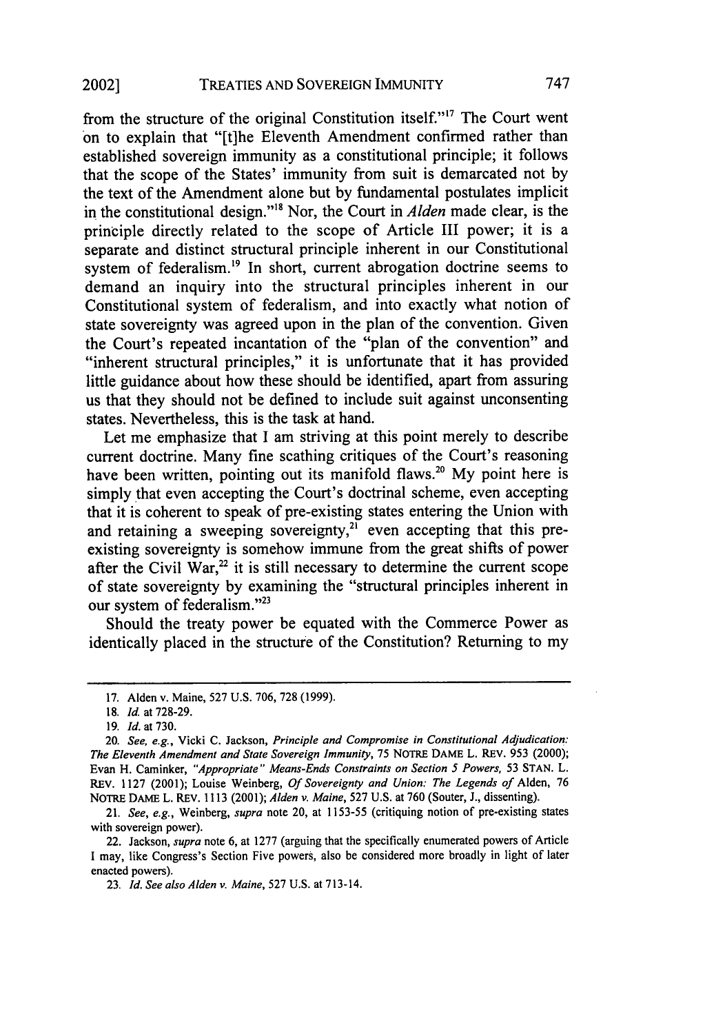from the structure of the original Constitution itself."[17] The Court went on to explain that "[t]he Eleventh Amendment confirmed rather than established sovereign immunity as a constitutional principle; it follows that the scope of the States' immunity from suit is demarcated not by the text of the Amendment alone but by fundamental postulates implicit in the constitutional design."[18] Nor, the Court in *Alden* made clear, is the principle directly related to the scope of Article III power; it is a separate and distinct structural principle inherent in our Constitutional system of federalism.[19] In short, current abrogation doctrine seems to demand an inquiry into the structural principles inherent in our Constitutional system of federalism, and into exactly what notion of state sovereignty was agreed upon in the plan of the convention. Given the Court's repeated incantation of the "plan of the convention" and "inherent structural principles," it is unfortunate that it has provided little guidance about how these should be identified, apart from assuring us that they should not be defined to include suit against unconsenting states. Nevertheless, this is the task at hand.

Let me emphasize that I am striving at this point merely to describe current doctrine. Many fine scathing critiques of the Court's reasoning have been written, pointing out its manifold flaws.[20] My point here is simply that even accepting the Court's doctrinal scheme, even accepting that it is coherent to speak of pre-existing states entering the Union with and retaining a sweeping sovereignty,[21] even accepting that this pre-existing sovereignty is somehow immune from the great shifts of power after the Civil War,[22] it is still necessary to determine the current scope of state sovereignty by examining the "structural principles inherent in our system of federalism."[23]

Should the treaty power be equated with the Commerce Power as identically placed in the structure of the Constitution? Returning to my

---

17. Alden v. Maine, 527 U.S. 706, 728 (1999).

18. *Id.* at 728-29.

19. *Id.* at 730.

20. *See, e.g.*, Vicki C. Jackson, *Principle and Compromise in Constitutional Adjudication: The Eleventh Amendment and State Sovereign Immunity*, 75 NOTRE DAME L. REV. 953 (2000); Evan H. Caminker, *"Appropriate" Means-Ends Constraints on Section 5 Powers*, 53 STAN. L. REV. 1127 (2001); Louise Weinberg, *Of Sovereignty and Union: The Legends of* Alden, 76 NOTRE DAME L. REV. 1113 (2001); *Alden v. Maine*, 527 U.S. at 760 (Souter, J., dissenting).

21. *See, e.g.*, Weinberg, *supra* note 20, at 1153-55 (critiquing notion of pre-existing states with sovereign power).

22. Jackson, *supra* note 6, at 1277 (arguing that the specifically enumerated powers of Article I may, like Congress's Section Five powers, also be considered more broadly in light of later enacted powers).

23. *Id. See also Alden v. Maine*, 527 U.S. at 713-14.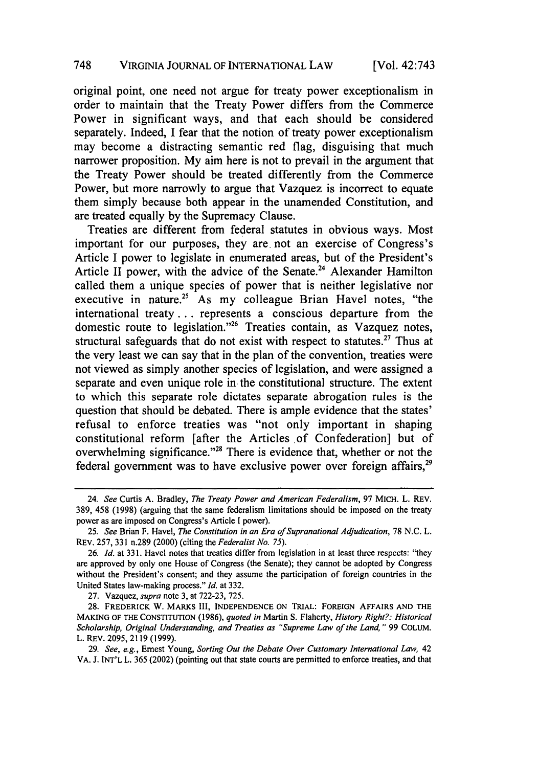original point, one need not argue for treaty power exceptionalism in order to maintain that the Treaty Power differs from the Commerce Power in significant ways, and that each should be considered separately. Indeed, I fear that the notion of treaty power exceptionalism may become a distracting semantic red flag, disguising that much narrower proposition. My aim here is not to prevail in the argument that the Treaty Power should be treated differently from the Commerce Power, but more narrowly to argue that Vazquez is incorrect to equate them simply because both appear in the unamended Constitution, and are treated equally by the Supremacy Clause.

Treaties are different from federal statutes in obvious ways. Most important for our purposes, they are not an exercise of Congress's Article I power to legislate in enumerated areas, but of the President's Article II power, with the advice of the Senate.[24] Alexander Hamilton called them a unique species of power that is neither legislative nor executive in nature.[25] As my colleague Brian Havel notes, "the international treaty . . . represents a conscious departure from the domestic route to legislation."[26] Treaties contain, as Vazquez notes, structural safeguards that do not exist with respect to statutes.[27] Thus at the very least we can say that in the plan of the convention, treaties were not viewed as simply another species of legislation, and were assigned a separate and even unique role in the constitutional structure. The extent to which this separate role dictates separate abrogation rules is the question that should be debated. There is ample evidence that the states' refusal to enforce treaties was "not only important in shaping constitutional reform [after the Articles of Confederation] but of overwhelming significance."[28] There is evidence that, whether or not the federal government was to have exclusive power over foreign affairs,[29]

---

24. *See* Curtis A. Bradley, *The Treaty Power and American Federalism*, 97 MICH. L. REV. 389, 458 (1998) (arguing that the same federalism limitations should be imposed on the treaty power as are imposed on Congress's Article I power).

25. *See* Brian F. Havel, *The Constitution in an Era of Supranational Adjudication*, 78 N.C. L. REV. 257, 331 n.289 (2000) (citing the *Federalist No. 75*).

26. *Id.* at 331. Havel notes that treaties differ from legislation in at least three respects: "they are approved by only one House of Congress (the Senate); they cannot be adopted by Congress without the President's consent; and they assume the participation of foreign countries in the United States law-making process." *Id.* at 332.

27. Vazquez, *supra* note 3, at 722-23, 725.

28. FREDERICK W. MARKS III, INDEPENDENCE ON TRIAL: FOREIGN AFFAIRS AND THE MAKING OF THE CONSTITUTION (1986), *quoted in* Martin S. Flaherty, *History Right?: Historical Scholarship, Original Understanding, and Treaties as "Supreme Law of the Land,"* 99 COLUM. L. REV. 2095, 2119 (1999).

29. *See, e.g.*, Ernest Young, *Sorting Out the Debate Over Customary International Law*, 42 VA. J. INT'L L. 365 (2002) (pointing out that state courts are permitted to enforce treaties, and that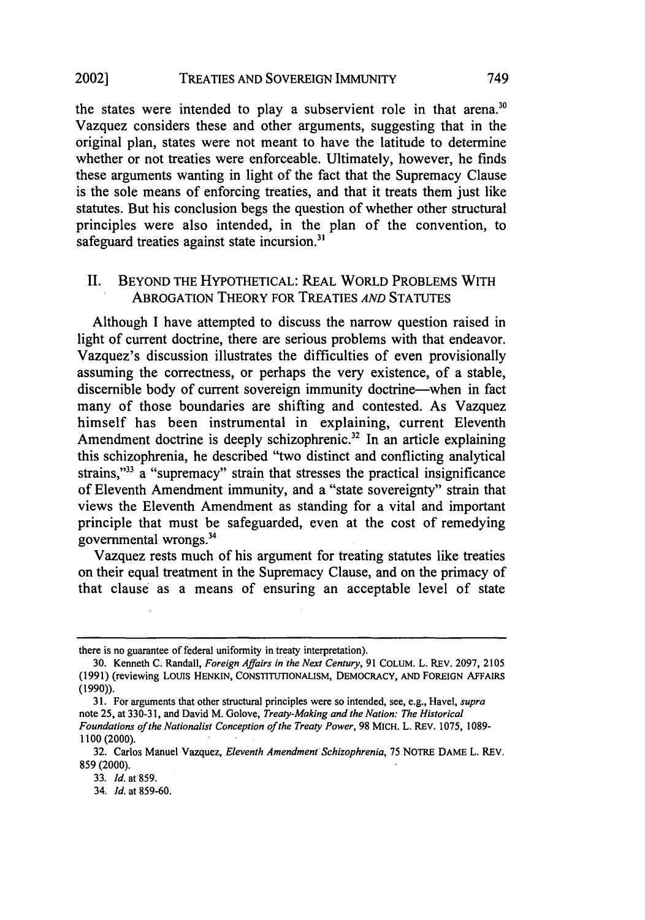the states were intended to play a subservient role in that arena.[30] Vazquez considers these and other arguments, suggesting that in the original plan, states were not meant to have the latitude to determine whether or not treaties were enforceable. Ultimately, however, he finds these arguments wanting in light of the fact that the Supremacy Clause is the sole means of enforcing treaties, and that it treats them just like statutes. But his conclusion begs the question of whether other structural principles were also intended, in the plan of the convention, to safeguard treaties against state incursion.[31]

## II. BEYOND THE HYPOTHETICAL: REAL WORLD PROBLEMS WITH ABROGATION THEORY FOR TREATIES *AND* STATUTES

Although I have attempted to discuss the narrow question raised in light of current doctrine, there are serious problems with that endeavor. Vazquez's discussion illustrates the difficulties of even provisionally assuming the correctness, or perhaps the very existence, of a stable, discernible body of current sovereign immunity doctrine—when in fact many of those boundaries are shifting and contested. As Vazquez himself has been instrumental in explaining, current Eleventh Amendment doctrine is deeply schizophrenic.[32] In an article explaining this schizophrenia, he described "two distinct and conflicting analytical strains,"[33] a "supremacy" strain that stresses the practical insignificance of Eleventh Amendment immunity, and a "state sovereignty" strain that views the Eleventh Amendment as standing for a vital and important principle that must be safeguarded, even at the cost of remedying governmental wrongs.[34]

Vazquez rests much of his argument for treating statutes like treaties on their equal treatment in the Supremacy Clause, and on the primacy of that clause as a means of ensuring an acceptable level of state

---

there is no guarantee of federal uniformity in treaty interpretation).

30. Kenneth C. Randall, *Foreign Affairs in the Next Century*, 91 COLUM. L. REV. 2097, 2105 (1991) (reviewing LOUIS HENKIN, CONSTITUTIONALISM, DEMOCRACY, AND FOREIGN AFFAIRS (1990)).

31. For arguments that other structural principles were so intended, see, e.g., Havel, *supra* note 25, at 330-31, and David M. Golove, *Treaty-Making and the Nation: The Historical Foundations of the Nationalist Conception of the Treaty Power*, 98 MICH. L. REV. 1075, 1089-1100 (2000).

32. Carlos Manuel Vazquez, *Eleventh Amendment Schizophrenia*, 75 NOTRE DAME L. REV. 859 (2000).

33. *Id.* at 859.

34. *Id.* at 859-60.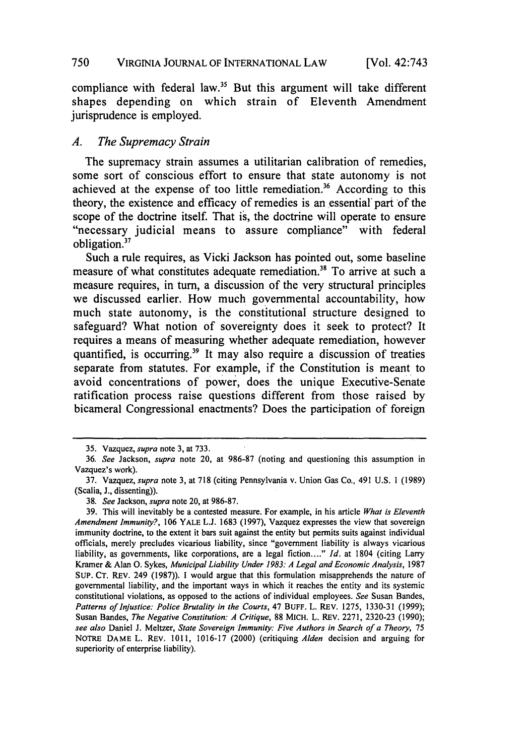compliance with federal law.[35] But this argument will take different shapes depending on which strain of Eleventh Amendment jurisprudence is employed.

### A. *The Supremacy Strain*

The supremacy strain assumes a utilitarian calibration of remedies, some sort of conscious effort to ensure that state autonomy is not achieved at the expense of too little remediation.[36] According to this theory, the existence and efficacy of remedies is an essential part of the scope of the doctrine itself. That is, the doctrine will operate to ensure "necessary judicial means to assure compliance" with federal obligation.[37]

Such a rule requires, as Vicki Jackson has pointed out, some baseline measure of what constitutes adequate remediation.[38] To arrive at such a measure requires, in turn, a discussion of the very structural principles we discussed earlier. How much governmental accountability, how much state autonomy, is the constitutional structure designed to safeguard? What notion of sovereignty does it seek to protect? It requires a means of measuring whether adequate remediation, however quantified, is occurring.[39] It may also require a discussion of treaties separate from statutes. For example, if the Constitution is meant to avoid concentrations of power, does the unique Executive-Senate ratification process raise questions different from those raised by bicameral Congressional enactments? Does the participation of foreign

---

35. Vazquez, *supra* note 3, at 733.

36. *See* Jackson, *supra* note 20, at 986-87 (noting and questioning this assumption in Vazquez's work).

37. Vazquez, *supra* note 3, at 718 (citing Pennsylvania v. Union Gas Co., 491 U.S. 1 (1989) (Scalia, J., dissenting)).

38. *See* Jackson, *supra* note 20, at 986-87.

39. This will inevitably be a contested measure. For example, in his article *What is Eleventh Amendment Immunity?*, 106 YALE L.J. 1683 (1997), Vazquez expresses the view that sovereign immunity doctrine, to the extent it bars suit against the entity but permits suits against individual officials, merely precludes vicarious liability, since "government liability is always vicarious liability, as governments, like corporations, are a legal fiction...." *Id.* at 1804 (citing Larry Kramer & Alan O. Sykes, *Municipal Liability Under 1983: A Legal and Economic Analysis*, 1987 SUP. CT. REV. 249 (1987)). I would argue that this formulation misapprehends the nature of governmental liability, and the important ways in which it reaches the entity and its systemic constitutional violations, as opposed to the actions of individual employees. *See* Susan Bandes, *Patterns of Injustice: Police Brutality in the Courts*, 47 BUFF. L. REV. 1275, 1330-31 (1999); Susan Bandes, *The Negative Constitution: A Critique*, 88 MICH. L. REV. 2271, 2320-23 (1990); *see also* Daniel J. Meltzer, *State Sovereign Immunity: Five Authors in Search of a Theory*, 75 NOTRE DAME L. REV. 1011, 1016-17 (2000) (critiquing *Alden* decision and arguing for superiority of enterprise liability).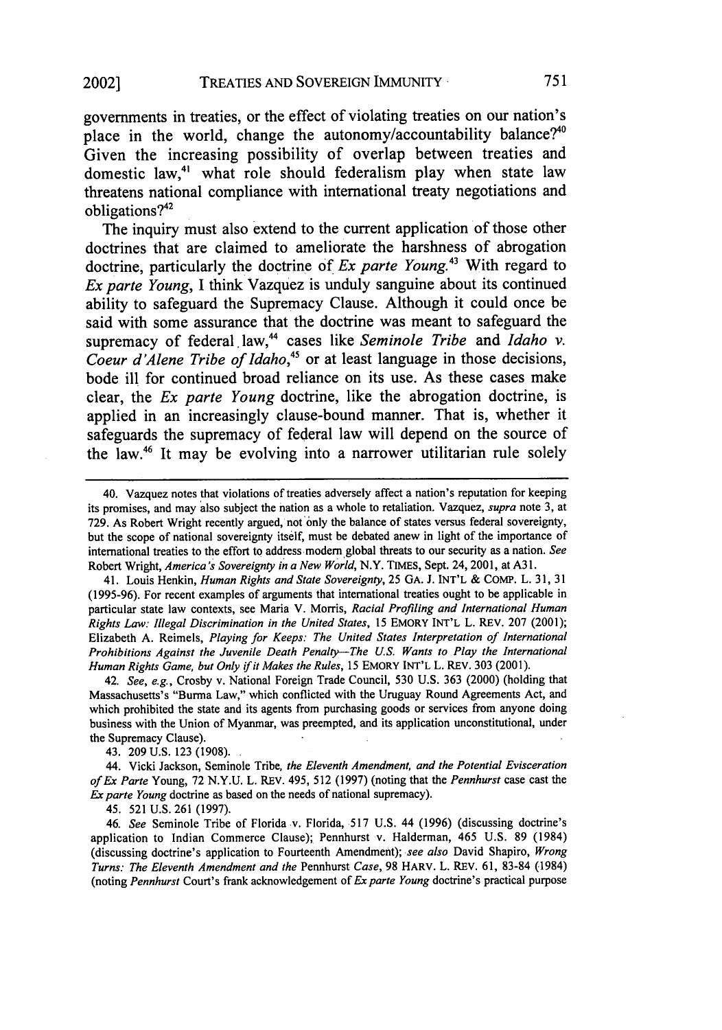governments in treaties, or the effect of violating treaties on our nation's place in the world, change the autonomy/accountability balance?[40] Given the increasing possibility of overlap between treaties and domestic law,[41] what role should federalism play when state law threatens national compliance with international treaty negotiations and obligations?[42]

The inquiry must also extend to the current application of those other doctrines that are claimed to ameliorate the harshness of abrogation doctrine, particularly the doctrine of *Ex parte Young*.[43] With regard to *Ex parte Young*, I think Vazquez is unduly sanguine about its continued ability to safeguard the Supremacy Clause. Although it could once be said with some assurance that the doctrine was meant to safeguard the supremacy of federal law,[44] cases like *Seminole Tribe* and *Idaho v. Coeur d'Alene Tribe of Idaho*,[45] or at least language in those decisions, bode ill for continued broad reliance on its use. As these cases make clear, the *Ex parte Young* doctrine, like the abrogation doctrine, is applied in an increasingly clause-bound manner. That is, whether it safeguards the supremacy of federal law will depend on the source of the law.[46] It may be evolving into a narrower utilitarian rule solely

---

40. Vazquez notes that violations of treaties adversely affect a nation's reputation for keeping its promises, and may also subject the nation as a whole to retaliation. Vazquez, *supra* note 3, at 729. As Robert Wright recently argued, not only the balance of states versus federal sovereignty, but the scope of national sovereignty itself, must be debated anew in light of the importance of international treaties to the effort to address modern global threats to our security as a nation. *See* Robert Wright, *America's Sovereignty in a New World*, N.Y. TIMES, Sept. 24, 2001, at A31.

41. Louis Henkin, *Human Rights and State Sovereignty*, 25 GA. J. INT'L & COMP. L. 31, 31 (1995-96). For recent examples of arguments that international treaties ought to be applicable in particular state law contexts, see Maria V. Morris, *Racial Profiling and International Human Rights Law: Illegal Discrimination in the United States*, 15 EMORY INT'L L. REV. 207 (2001); Elizabeth A. Reimels, *Playing for Keeps: The United States Interpretation of International Prohibitions Against the Juvenile Death Penalty—The U.S. Wants to Play the International Human Rights Game, but Only if it Makes the Rules*, 15 EMORY INT'L L. REV. 303 (2001).

42. *See, e.g.*, Crosby v. National Foreign Trade Council, 530 U.S. 363 (2000) (holding that Massachusetts's "Burma Law," which conflicted with the Uruguay Round Agreements Act, and which prohibited the state and its agents from purchasing goods or services from anyone doing business with the Union of Myanmar, was preempted, and its application unconstitutional, under the Supremacy Clause).

43. 209 U.S. 123 (1908).

44. Vicki Jackson, Seminole Tribe, *the Eleventh Amendment, and the Potential Evisceration of Ex Parte* Young, 72 N.Y.U. L. REV. 495, 512 (1997) (noting that the *Pennhurst* case cast the *Ex parte Young* doctrine as based on the needs of national supremacy).

45. 521 U.S. 261 (1997).

46. *See* Seminole Tribe of Florida v. Florida, 517 U.S. 44 (1996) (discussing doctrine's application to Indian Commerce Clause); Pennhurst v. Halderman, 465 U.S. 89 (1984) (discussing doctrine's application to Fourteenth Amendment); *see also* David Shapiro, *Wrong Turns: The Eleventh Amendment and the* Pennhurst *Case*, 98 HARV. L. REV. 61, 83-84 (1984) (noting *Pennhurst* Court's frank acknowledgement of *Ex parte Young* doctrine's practical purpose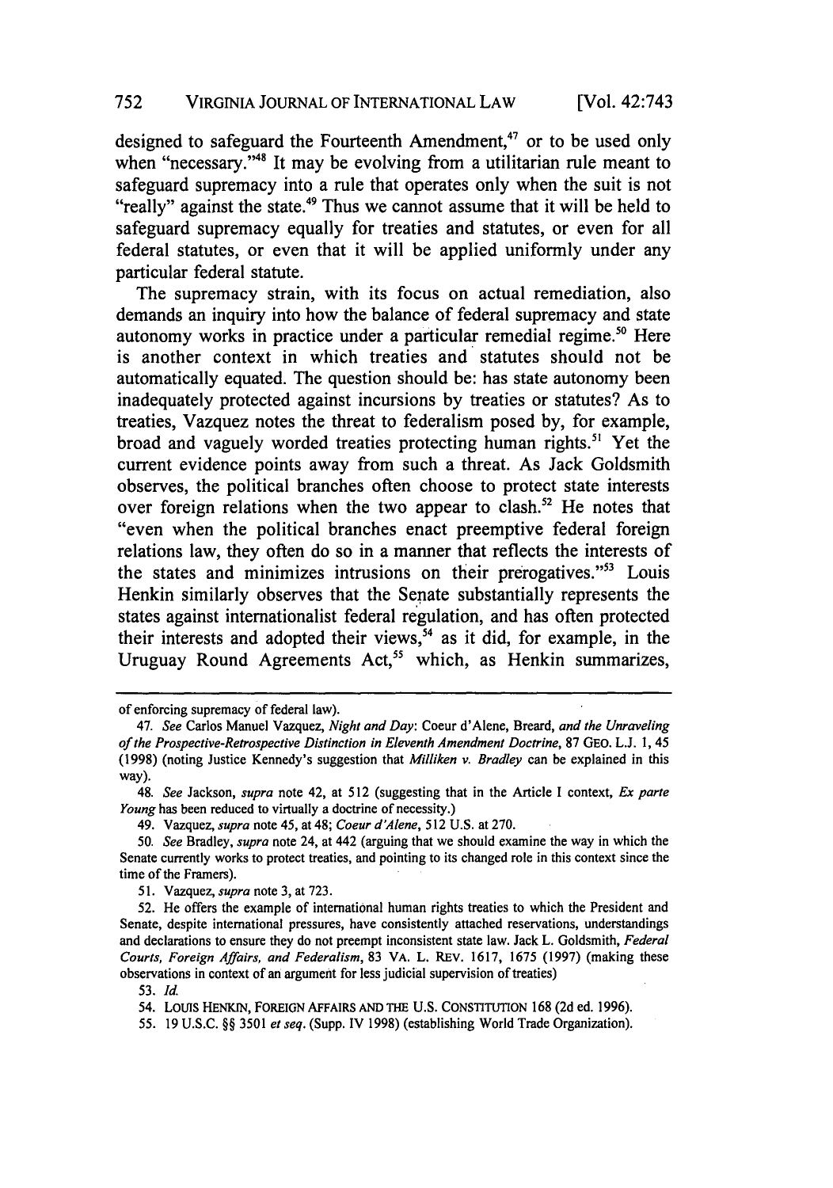designed to safeguard the Fourteenth Amendment,[47] or to be used only when "necessary."[48] It may be evolving from a utilitarian rule meant to safeguard supremacy into a rule that operates only when the suit is not "really" against the state.[49] Thus we cannot assume that it will be held to safeguard supremacy equally for treaties and statutes, or even for all federal statutes, or even that it will be applied uniformly under any particular federal statute.

The supremacy strain, with its focus on actual remediation, also demands an inquiry into how the balance of federal supremacy and state autonomy works in practice under a particular remedial regime.[50] Here is another context in which treaties and statutes should not be automatically equated. The question should be: has state autonomy been inadequately protected against incursions by treaties or statutes? As to treaties, Vazquez notes the threat to federalism posed by, for example, broad and vaguely worded treaties protecting human rights.[51] Yet the current evidence points away from such a threat. As Jack Goldsmith observes, the political branches often choose to protect state interests over foreign relations when the two appear to clash.[52] He notes that "even when the political branches enact preemptive federal foreign relations law, they often do so in a manner that reflects the interests of the states and minimizes intrusions on their prerogatives."[53] Louis Henkin similarly observes that the Senate substantially represents the states against internationalist federal regulation, and has often protected their interests and adopted their views,[54] as it did, for example, in the Uruguay Round Agreements Act,[55] which, as Henkin summarizes,

---

of enforcing supremacy of federal law).

47. *See* Carlos Manuel Vazquez, *Night and Day:* Coeur d'Alene, Breard, *and the Unraveling of the Prospective-Retrospective Distinction in Eleventh Amendment Doctrine*, 87 GEO. L.J. 1, 45 (1998) (noting Justice Kennedy's suggestion that *Milliken v. Bradley* can be explained in this way).

48. *See* Jackson, *supra* note 42, at 512 (suggesting that in the Article I context, *Ex parte Young* has been reduced to virtually a doctrine of necessity.)

49. Vazquez, *supra* note 45, at 48; *Coeur d'Alene*, 512 U.S. at 270.

50. *See* Bradley, *supra* note 24, at 442 (arguing that we should examine the way in which the Senate currently works to protect treaties, and pointing to its changed role in this context since the time of the Framers).

51. Vazquez, *supra* note 3, at 723.

52. He offers the example of international human rights treaties to which the President and Senate, despite international pressures, have consistently attached reservations, understandings and declarations to ensure they do not preempt inconsistent state law. Jack L. Goldsmith, *Federal Courts, Foreign Affairs, and Federalism*, 83 VA. L. REV. 1617, 1675 (1997) (making these observations in context of an argument for less judicial supervision of treaties)

53. *Id.*

54. LOUIS HENKIN, FOREIGN AFFAIRS AND THE U.S. CONSTITUTION 168 (2d ed. 1996).

55. 19 U.S.C. §§ 3501 *et seq.* (Supp. IV 1998) (establishing World Trade Organization).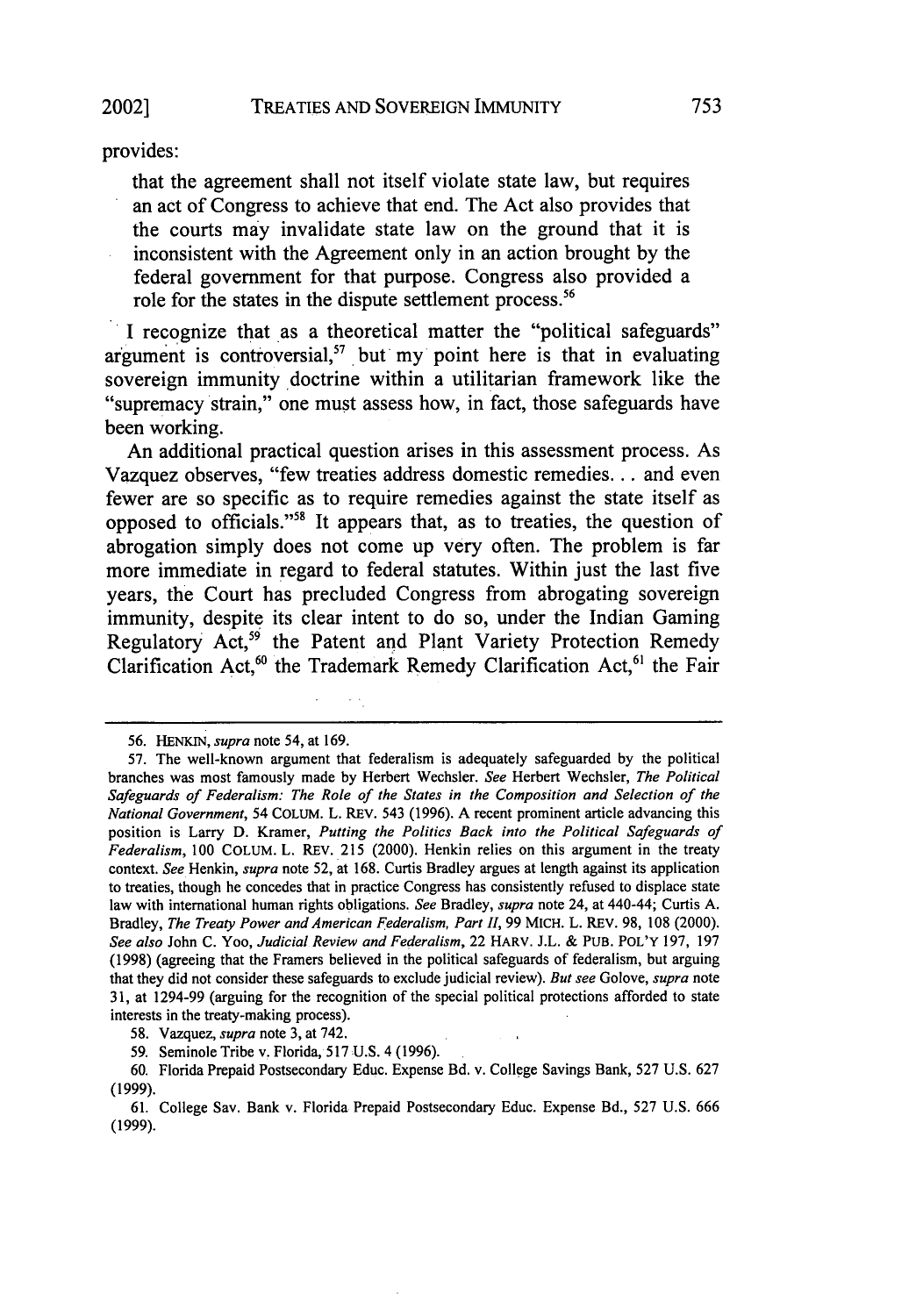provides:

> that the agreement shall not itself violate state law, but requires an act of Congress to achieve that end. The Act also provides that the courts may invalidate state law on the ground that it is inconsistent with the Agreement only in an action brought by the federal government for that purpose. Congress also provided a role for the states in the dispute settlement process.[56]

I recognize that as a theoretical matter the "political safeguards" argument is controversial,[57] but my point here is that in evaluating sovereign immunity doctrine within a utilitarian framework like the "supremacy strain," one must assess how, in fact, those safeguards have been working.

An additional practical question arises in this assessment process. As Vazquez observes, "few treaties address domestic remedies... and even fewer are so specific as to require remedies against the state itself as opposed to officials."[58] It appears that, as to treaties, the question of abrogation simply does not come up very often. The problem is far more immediate in regard to federal statutes. Within just the last five years, the Court has precluded Congress from abrogating sovereign immunity, despite its clear intent to do so, under the Indian Gaming Regulatory Act,[59] the Patent and Plant Variety Protection Remedy Clarification Act,[60] the Trademark Remedy Clarification Act,[61] the Fair

---

56. HENKIN, *supra* note 54, at 169.

57. The well-known argument that federalism is adequately safeguarded by the political branches was most famously made by Herbert Wechsler. *See* Herbert Wechsler, *The Political Safeguards of Federalism: The Role of the States in the Composition and Selection of the National Government*, 54 COLUM. L. REV. 543 (1996). A recent prominent article advancing this position is Larry D. Kramer, *Putting the Politics Back into the Political Safeguards of Federalism*, 100 COLUM. L. REV. 215 (2000). Henkin relies on this argument in the treaty context. *See* Henkin, *supra* note 52, at 168. Curtis Bradley argues at length against its application to treaties, though he concedes that in practice Congress has consistently refused to displace state law with international human rights obligations. *See* Bradley, *supra* note 24, at 440-44; Curtis A. Bradley, *The Treaty Power and American Federalism, Part II*, 99 MICH. L. REV. 98, 108 (2000). *See also* John C. Yoo, *Judicial Review and Federalism*, 22 HARV. J.L. & PUB. POL'Y 197, 197 (1998) (agreeing that the Framers believed in the political safeguards of federalism, but arguing that they did not consider these safeguards to exclude judicial review). *But see* Golove, *supra* note 31, at 1294-99 (arguing for the recognition of the special political protections afforded to state interests in the treaty-making process).

58. Vazquez, *supra* note 3, at 742.

59. Seminole Tribe v. Florida, 517 U.S. 4 (1996).

60. Florida Prepaid Postsecondary Educ. Expense Bd. v. College Savings Bank, 527 U.S. 627 (1999).

61. College Sav. Bank v. Florida Prepaid Postsecondary Educ. Expense Bd., 527 U.S. 666 (1999).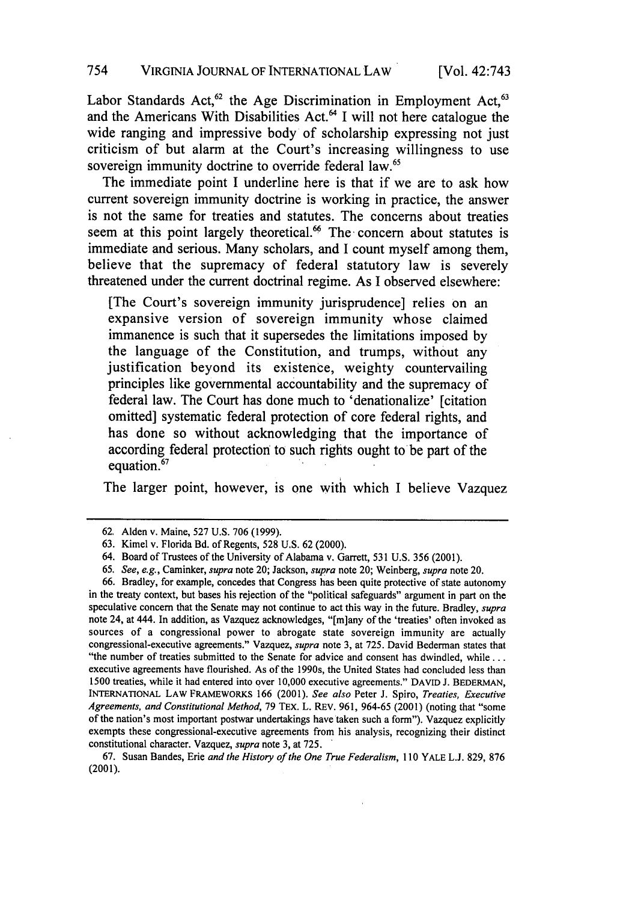Labor Standards Act,[62] the Age Discrimination in Employment Act,[63] and the Americans With Disabilities Act.[64] I will not here catalogue the wide ranging and impressive body of scholarship expressing not just criticism of but alarm at the Court's increasing willingness to use sovereign immunity doctrine to override federal law.[65]

The immediate point I underline here is that if we are to ask how current sovereign immunity doctrine is working in practice, the answer is not the same for treaties and statutes. The concerns about treaties seem at this point largely theoretical.[66] The concern about statutes is immediate and serious. Many scholars, and I count myself among them, believe that the supremacy of federal statutory law is severely threatened under the current doctrinal regime. As I observed elsewhere:

> [The Court's sovereign immunity jurisprudence] relies on an expansive version of sovereign immunity whose claimed immanence is such that it supersedes the limitations imposed by the language of the Constitution, and trumps, without any justification beyond its existence, weighty countervailing principles like governmental accountability and the supremacy of federal law. The Court has done much to 'denationalize' [citation omitted] systematic federal protection of core federal rights, and has done so without acknowledging that the importance of according federal protection to such rights ought to be part of the equation.[67]

The larger point, however, is one with which I believe Vazquez

---

62. Alden v. Maine, 527 U.S. 706 (1999).

63. Kimel v. Florida Bd. of Regents, 528 U.S. 62 (2000).

64. Board of Trustees of the University of Alabama v. Garrett, 531 U.S. 356 (2001).

65. *See, e.g.*, Caminker, *supra* note 20; Jackson, *supra* note 20; Weinberg, *supra* note 20.

66. Bradley, for example, concedes that Congress has been quite protective of state autonomy in the treaty context, but bases his rejection of the "political safeguards" argument in part on the speculative concern that the Senate may not continue to act this way in the future. Bradley, *supra* note 24, at 444. In addition, as Vazquez acknowledges, "[m]any of the 'treaties' often invoked as sources of a congressional power to abrogate state sovereign immunity are actually congressional-executive agreements." Vazquez, *supra* note 3, at 725. David Bederman states that "the number of treaties submitted to the Senate for advice and consent has dwindled, while . . . executive agreements have flourished. As of the 1990s, the United States had concluded less than 1500 treaties, while it had entered into over 10,000 executive agreements." DAVID J. BEDERMAN, INTERNATIONAL LAW FRAMEWORKS 166 (2001). *See also* Peter J. Spiro, *Treaties, Executive Agreements, and Constitutional Method*, 79 TEX. L. REV. 961, 964-65 (2001) (noting that "some of the nation's most important postwar undertakings have taken such a form"). Vazquez explicitly exempts these congressional-executive agreements from his analysis, recognizing their distinct constitutional character. Vazquez, *supra* note 3, at 725.

67. Susan Bandes, Erie *and the History of the One True Federalism*, 110 YALE L.J. 829, 876 (2001).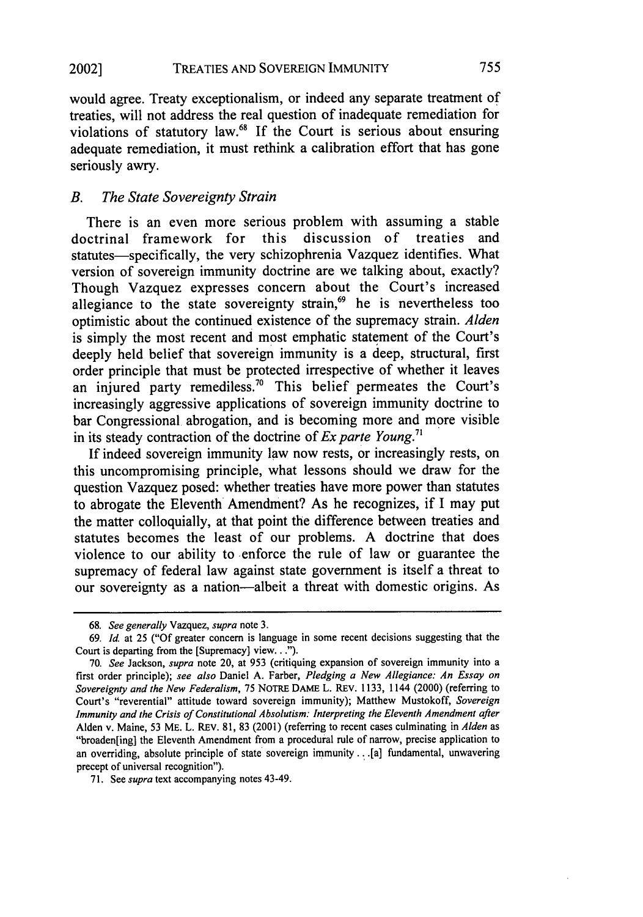would agree. Treaty exceptionalism, or indeed any separate treatment of treaties, will not address the real question of inadequate remediation for violations of statutory law.[68] If the Court is serious about ensuring adequate remediation, it must rethink a calibration effort that has gone seriously awry.

### *B. The State Sovereignty Strain*

There is an even more serious problem with assuming a stable doctrinal framework for this discussion of treaties and statutes—specifically, the very schizophrenia Vazquez identifies. What version of sovereign immunity doctrine are we talking about, exactly? Though Vazquez expresses concern about the Court's increased allegiance to the state sovereignty strain,[69] he is nevertheless too optimistic about the continued existence of the supremacy strain. *Alden* is simply the most recent and most emphatic statement of the Court's deeply held belief that sovereign immunity is a deep, structural, first order principle that must be protected irrespective of whether it leaves an injured party remediless.[70] This belief permeates the Court's increasingly aggressive applications of sovereign immunity doctrine to bar Congressional abrogation, and is becoming more and more visible in its steady contraction of the doctrine of *Ex parte Young*.[71]

If indeed sovereign immunity law now rests, or increasingly rests, on this uncompromising principle, what lessons should we draw for the question Vazquez posed: whether treaties have more power than statutes to abrogate the Eleventh Amendment? As he recognizes, if I may put the matter colloquially, at that point the difference between treaties and statutes becomes the least of our problems. A doctrine that does violence to our ability to enforce the rule of law or guarantee the supremacy of federal law against state government is itself a threat to our sovereignty as a nation—albeit a threat with domestic origins. As

---

68. *See generally* Vazquez, *supra* note 3.

69. *Id.* at 25 ("Of greater concern is language in some recent decisions suggesting that the Court is departing from the [Supremacy] view. . .").

70. *See* Jackson, *supra* note 20, at 953 (critiquing expansion of sovereign immunity into a first order principle); *see also* Daniel A. Farber, *Pledging a New Allegiance: An Essay on Sovereignty and the New Federalism*, 75 NOTRE DAME L. REV. 1133, 1144 (2000) (referring to Court's "reverential" attitude toward sovereign immunity); Matthew Mustokoff, *Sovereign Immunity and the Crisis of Constitutional Absolutism: Interpreting the Eleventh Amendment after* Alden v. Maine, 53 ME. L. REV. 81, 83 (2001) (referring to recent cases culminating in *Alden* as "broaden[ing] the Eleventh Amendment from a procedural rule of narrow, precise application to an overriding, absolute principle of state sovereign immunity . . .[a] fundamental, unwavering precept of universal recognition").

71. See *supra* text accompanying notes 43-49.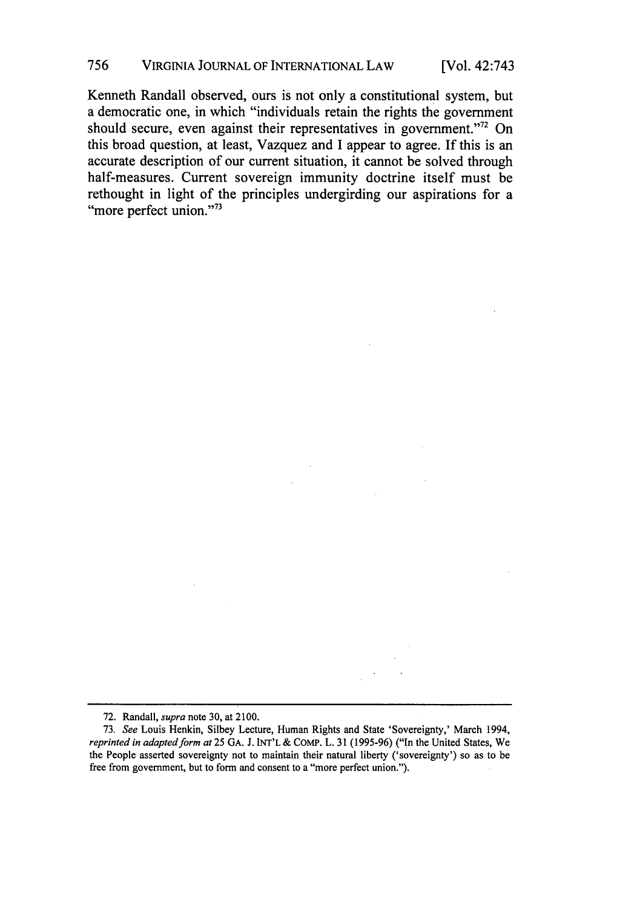Kenneth Randall observed, ours is not only a constitutional system, but a democratic one, in which "individuals retain the rights the government should secure, even against their representatives in government."[72] On this broad question, at least, Vazquez and I appear to agree. If this is an accurate description of our current situation, it cannot be solved through half-measures. Current sovereign immunity doctrine itself must be rethought in light of the principles undergirding our aspirations for a "more perfect union."[73]

---

72. Randall, *supra* note 30, at 2100.

73. *See* Louis Henkin, Silbey Lecture, Human Rights and State 'Sovereignty,' March 1994, *reprinted in adapted form at* 25 GA. J. INT'L & COMP. L. 31 (1995-96) ("In the United States, We the People asserted sovereignty not to maintain their natural liberty ('sovereignty') so as to be free from government, but to form and consent to a "more perfect union.").